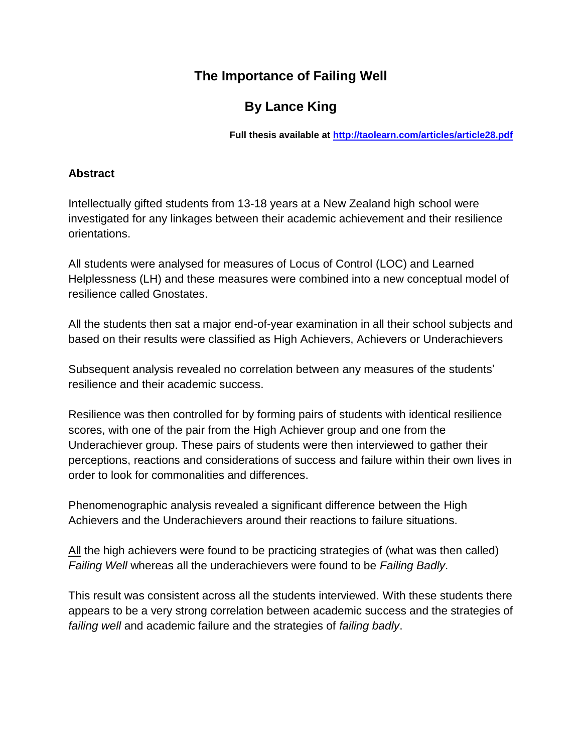# The Importance of Failing Well

## By Lance King

**Full thesis available at [http://taolearn.com/articles/article28.pdf](http://taolearn.com/articles/article28.pdf)**

### Abstract

Intellectually gifted students from 13-18 years at a New Zealand high school were investigated for any linkages between their academic achievement and their resilience orientations.

All students were analysed for measures of Locus of Control (LOC) and Learned Helplessness (LH) and these measures were combined into a new conceptual model of resilience called Gnostates.

All the students then sat a major end-of-year examination in all their school subjects and based on their results were classified as High Achievers, Achievers or Underachievers

Subsequent analysis revealed no correlation between any measures of the students' resilience and their academic success.

Resilience was then controlled for by forming pairs of students with identical resilience scores, with one of the pair from the High Achiever group and one from the Underachiever group. These pairs of students were then interviewed to gather their perceptions, reactions and considerations of success and failure within their own lives in order to look for commonalities and differences.

Phenomenographic analysis revealed a significant difference between the High Achievers and the Underachievers around their reactions to failure situations.

<u>All</u> the high achievers were found to be practicing strategies of (what was then called) *Failing Well* whereas all the underachievers were found to be *Failing Badly*.

This result was consistent across all the students interviewed. With these students there appears to be a very strong correlation between academic success and the strategies of *failing well* and academic failure and the strategies of *failing badly*.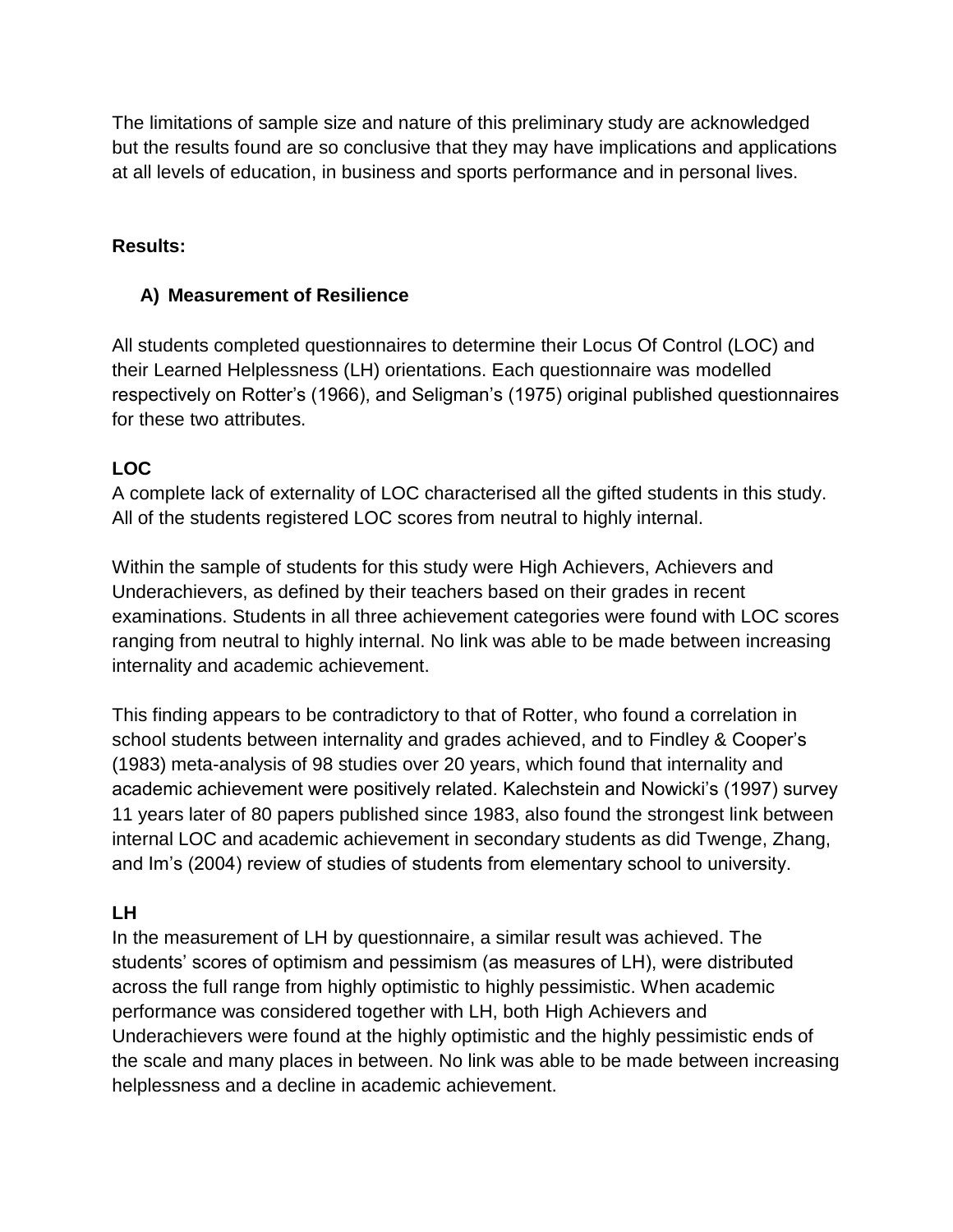The limitations of sample size and nature of this preliminary study are acknowledged but the results found are so conclusive that they may have implications and applications at all levels of education, in business and sports performance and in personal lives.

## Results:

### A) Measurement of Resilience

All students completed questionnaires to determine their Locus Of Control (LOC) and their Learned Helplessness (LH) orientations. Each questionnaire was modelled respectively on Rotter's (1966), and Seligman's (1975) original published questionnaires for these two attributes.

#### LOC

A complete lack of externality of LOC characterised all the gifted students in this study. All of the students registered LOC scores from neutral to highly internal.

Within the sample of students for this study were High Achievers, Achievers and Underachievers, as defined by their teachers based on their grades in recent examinations. Students in all three achievement categories were found with LOC scores ranging from neutral to highly internal. No link was able to be made between increasing internality and academic achievement.

This finding appears to be contradictory to that of Rotter, who found a correlation in school students between internality and grades achieved, and to Findley & Cooper's (1983) meta-analysis of 98 studies over 20 years, which found that internality and academic achievement were positively related. Kalechstein and Nowicki's (1997) survey 11 years later of 80 papers published since 1983, also found the strongest link between internal LOC and academic achievement in secondary students as did Twenge, Zhang, and Im's (2004) review of studies of students from elementary school to university.

#### LH

In the measurement of LH by questionnaire, a similar result was achieved. The students' scores of optimism and pessimism (as measures of LH), were distributed across the full range from highly optimistic to highly pessimistic. When academic performance was considered together with LH, both High Achievers and Underachievers were found at the highly optimistic and the highly pessimistic ends of the scale and many places in between. No link was able to be made between increasing helplessness and a decline in academic achievement.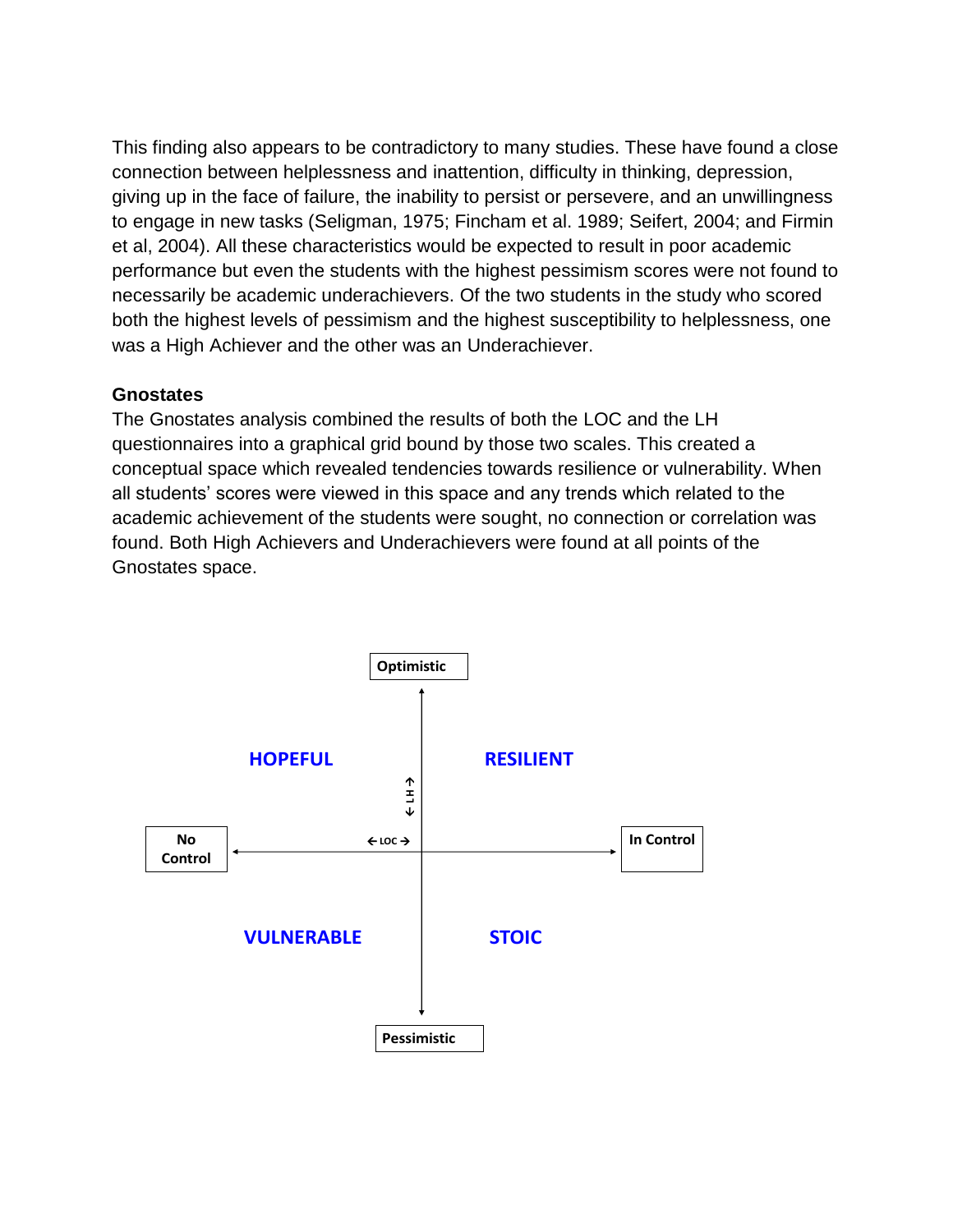This finding also appears to be contradictory to many studies. These have found a close connection between helplessness and inattention, difficulty in thinking, depression, giving up in the face of failure, the inability to persist or persevere, and an unwillingness to engage in new tasks (Seligman, 1975; Fincham et al. 1989; Seifert, 2004; and Firmin et al, 2004). All these characteristics would be expected to result in poor academic performance but even the students with the highest pessimism scores were not found to necessarily be academic underachievers. Of the two students in the study who scored both the highest levels of pessimism and the highest susceptibility to helplessness, one was a High Achiever and the other was an Underachiever.

**Gnostates**

The Gnostates analysis combined the results of both the LOC and the LH questionnaires into a graphical grid bound by those two scales. This created a conceptual space which revealed tendencies towards resilience or vulnerability. When all students' scores were viewed in this space and any trends which related to the academic achievement of the students were sought, no connection or correlation was found. Both High Achievers and Underachievers were found at all points of the Gnostates space.

**Optimistic**

**HOPEFUL** | **RESILIENT**

← LH →

**No Control** ← LOC → **In Control**

**VULNERABLE** | **STOIC**

**Pessimistic**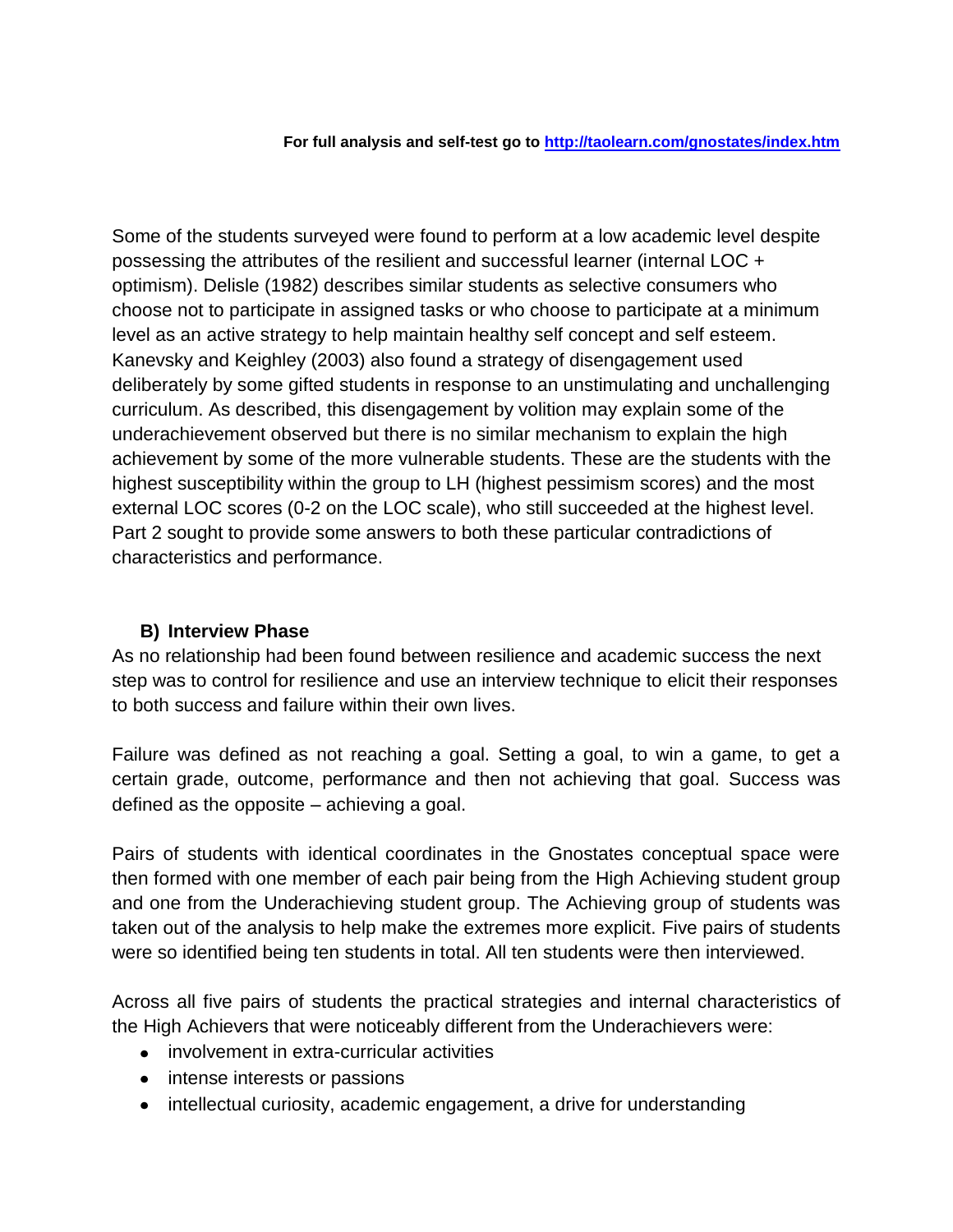For full analysis and self-test go to http://taolearn.com/gnostates/index.htm

Some of the students surveyed were found to perform at a low academic level despite possessing the attributes of the resilient and successful learner (internal LOC + optimism). Delisle (1982) describes similar students as selective consumers who choose not to participate in assigned tasks or who choose to participate at a minimum level as an active strategy to help maintain healthy self concept and self esteem. Kanevsky and Keighley (2003) also found a strategy of disengagement used deliberately by some gifted students in response to an unstimulating and unchallenging curriculum. As described, this disengagement by volition may explain some of the underachievement observed but there is no similar mechanism to explain the high achievement by some of the more vulnerable students. These are the students with the highest susceptibility within the group to LH (highest pessimism scores) and the most external LOC scores (0-2 on the LOC scale), who still succeeded at the highest level. Part 2 sought to provide some answers to both these particular contradictions of characteristics and performance.

### B) Interview Phase

As no relationship had been found between resilience and academic success the next step was to control for resilience and use an interview technique to elicit their responses to both success and failure within their own lives.

Failure was defined as not reaching a goal. Setting a goal, to win a game, to get a certain grade, outcome, performance and then not achieving that goal. Success was defined as the opposite – achieving a goal.

Pairs of students with identical coordinates in the Gnostates conceptual space were then formed with one member of each pair being from the High Achieving student group and one from the Underachieving student group. The Achieving group of students was taken out of the analysis to help make the extremes more explicit. Five pairs of students were so identified being ten students in total. All ten students were then interviewed.

Across all five pairs of students the practical strategies and internal characteristics of the High Achievers that were noticeably different from the Underachievers were:

- involvement in extra-curricular activities
- intense interests or passions
- intellectual curiosity, academic engagement, a drive for understanding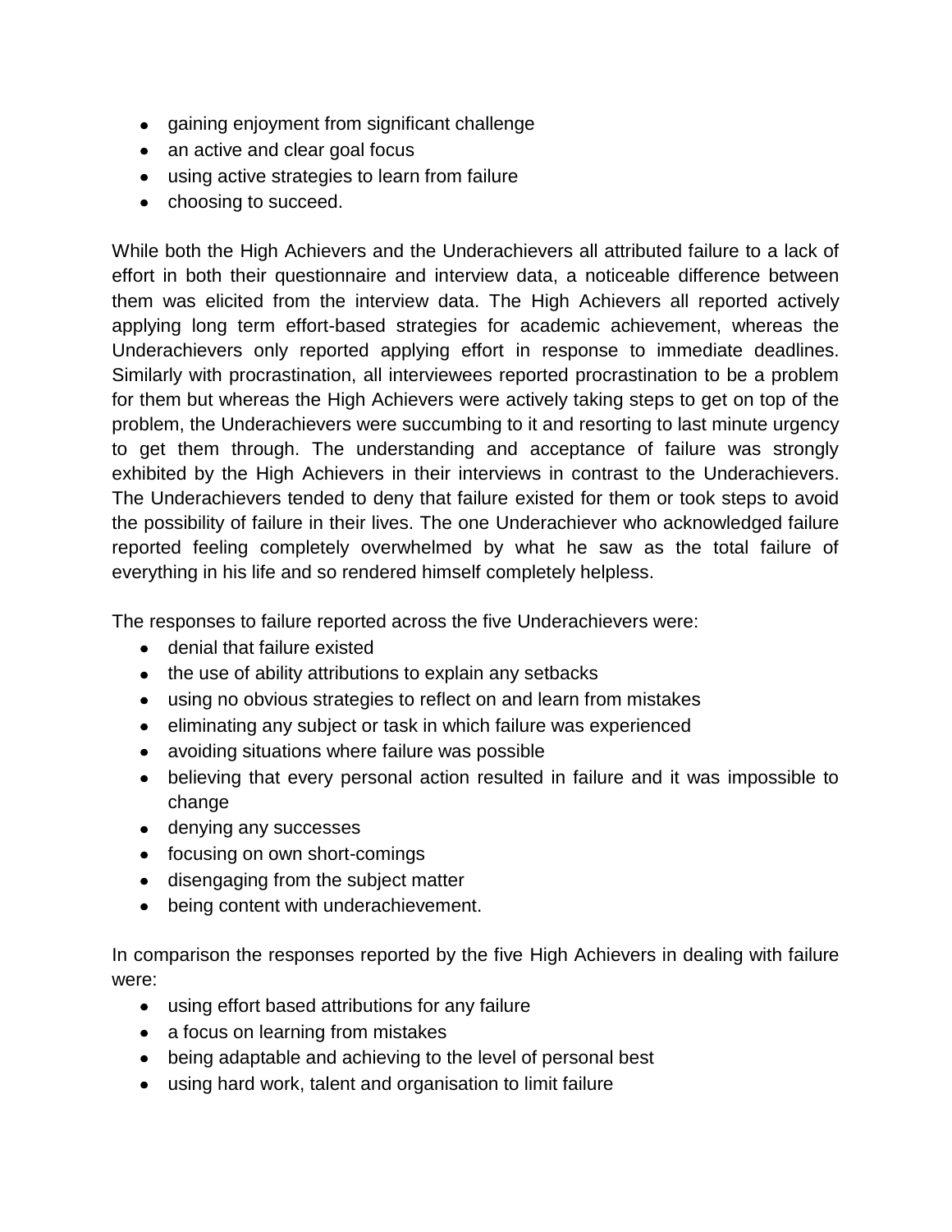- gaining enjoyment from significant challenge
- an active and clear goal focus
- using active strategies to learn from failure
- choosing to succeed.

While both the High Achievers and the Underachievers all attributed failure to a lack of effort in both their questionnaire and interview data, a noticeable difference between them was elicited from the interview data. The High Achievers all reported actively applying long term effort-based strategies for academic achievement, whereas the Underachievers only reported applying effort in response to immediate deadlines. Similarly with procrastination, all interviewees reported procrastination to be a problem for them but whereas the High Achievers were actively taking steps to get on top of the problem, the Underachievers were succumbing to it and resorting to last minute urgency to get them through. The understanding and acceptance of failure was strongly exhibited by the High Achievers in their interviews in contrast to the Underachievers. The Underachievers tended to deny that failure existed for them or took steps to avoid the possibility of failure in their lives. The one Underachiever who acknowledged failure reported feeling completely overwhelmed by what he saw as the total failure of everything in his life and so rendered himself completely helpless.

The responses to failure reported across the five Underachievers were:

- denial that failure existed
- the use of ability attributions to explain any setbacks
- using no obvious strategies to reflect on and learn from mistakes
- eliminating any subject or task in which failure was experienced
- avoiding situations where failure was possible
- believing that every personal action resulted in failure and it was impossible to change
- denying any successes
- focusing on own short-comings
- disengaging from the subject matter
- being content with underachievement.

In comparison the responses reported by the five High Achievers in dealing with failure were:

- using effort based attributions for any failure
- a focus on learning from mistakes
- being adaptable and achieving to the level of personal best
- using hard work, talent and organisation to limit failure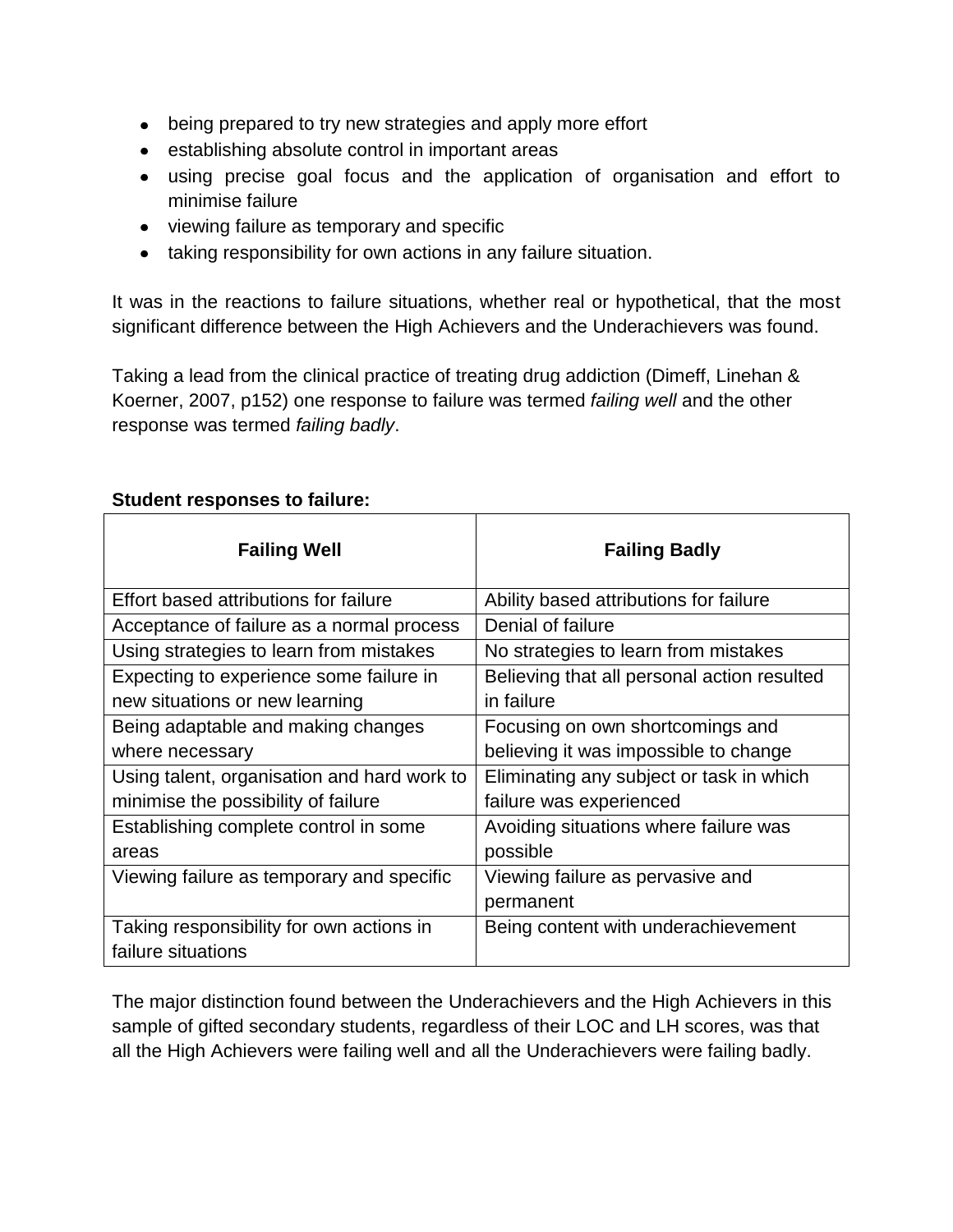- being prepared to try new strategies and apply more effort
- establishing absolute control in important areas
- using precise goal focus and the application of organisation and effort to minimise failure
- viewing failure as temporary and specific
- taking responsibility for own actions in any failure situation.

It was in the reactions to failure situations, whether real or hypothetical, that the most significant difference between the High Achievers and the Underachievers was found.

Taking a lead from the clinical practice of treating drug addiction (Dimeff, Linehan & Koerner, 2007, p152) one response to failure was termed *failing well* and the other response was termed *failing badly*.

**Student responses to failure:**

| Failing Well | Failing Badly |
|---|---|
| Effort based attributions for failure | Ability based attributions for failure |
| Acceptance of failure as a normal process | Denial of failure |
| Using strategies to learn from mistakes | No strategies to learn from mistakes |
| Expecting to experience some failure in new situations or new learning | Believing that all personal action resulted in failure |
| Being adaptable and making changes where necessary | Focusing on own shortcomings and believing it was impossible to change |
| Using talent, organisation and hard work to minimise the possibility of failure | Eliminating any subject or task in which failure was experienced |
| Establishing complete control in some areas | Avoiding situations where failure was possible |
| Viewing failure as temporary and specific | Viewing failure as pervasive and permanent |
| Taking responsibility for own actions in failure situations | Being content with underachievement |

The major distinction found between the Underachievers and the High Achievers in this sample of gifted secondary students, regardless of their LOC and LH scores, was that all the High Achievers were failing well and all the Underachievers were failing badly.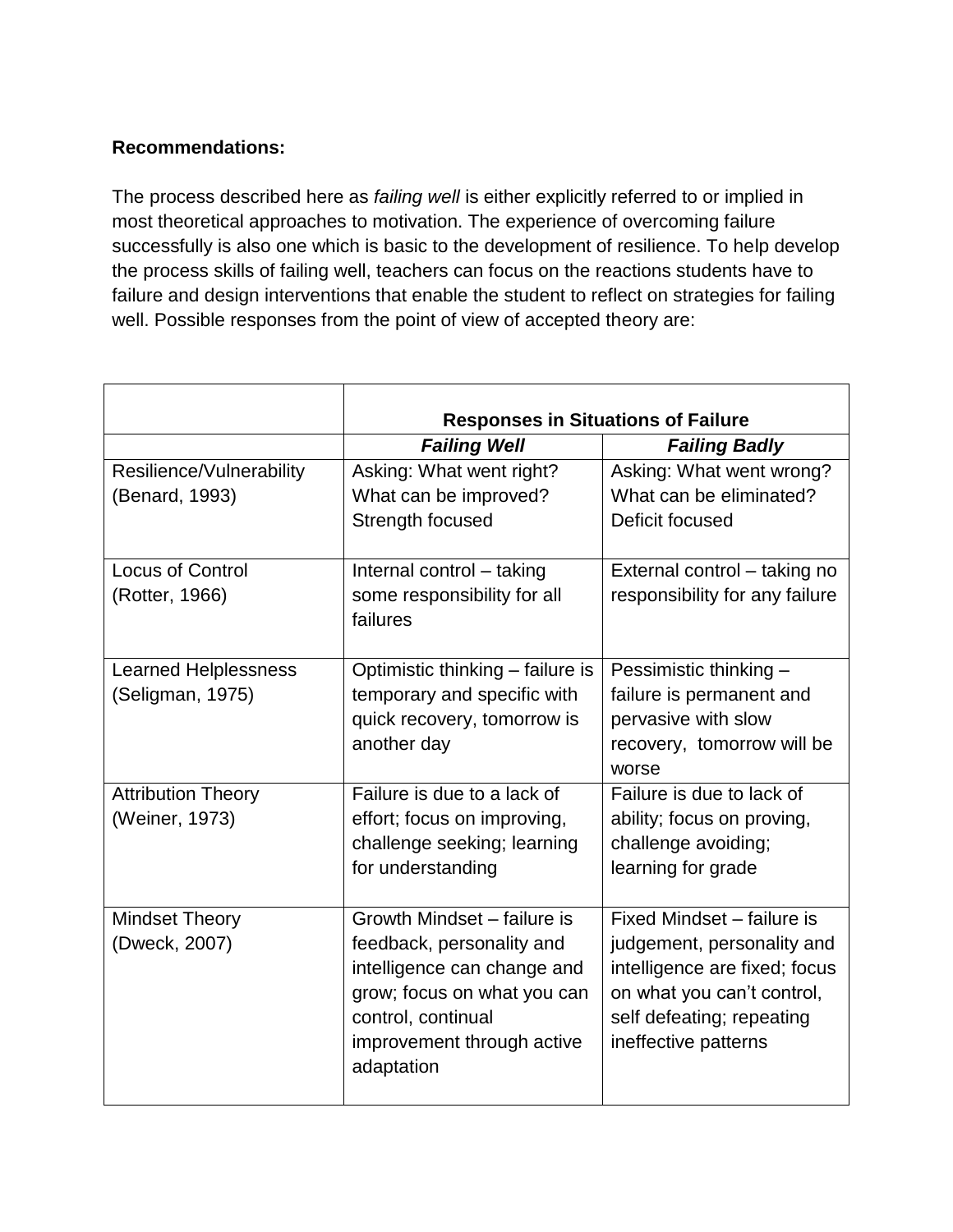**Recommendations:**

The process described here as *failing well* is either explicitly referred to or implied in most theoretical approaches to motivation. The experience of overcoming failure successfully is also one which is basic to the development of resilience. To help develop the process skills of failing well, teachers can focus on the reactions students have to failure and design interventions that enable the student to reflect on strategies for failing well. Possible responses from the point of view of accepted theory are:

| | **Responses in Situations of Failure** | |
|---|---|---|
| | ***Failing Well*** | ***Failing Badly*** |
| Resilience/Vulnerability (Benard, 1993) | Asking: What went right? What can be improved? Strength focused | Asking: What went wrong? What can be eliminated? Deficit focused |
| Locus of Control (Rotter, 1966) | Internal control – taking some responsibility for all failures | External control – taking no responsibility for any failure |
| Learned Helplessness (Seligman, 1975) | Optimistic thinking – failure is temporary and specific with quick recovery, tomorrow is another day | Pessimistic thinking – failure is permanent and pervasive with slow recovery, tomorrow will be worse |
| Attribution Theory (Weiner, 1973) | Failure is due to a lack of effort; focus on improving, challenge seeking; learning for understanding | Failure is due to lack of ability; focus on proving, challenge avoiding; learning for grade |
| Mindset Theory (Dweck, 2007) | Growth Mindset – failure is feedback, personality and intelligence can change and grow; focus on what you can control, continual improvement through active adaptation | Fixed Mindset – failure is judgement, personality and intelligence are fixed; focus on what you can't control, self defeating; repeating ineffective patterns |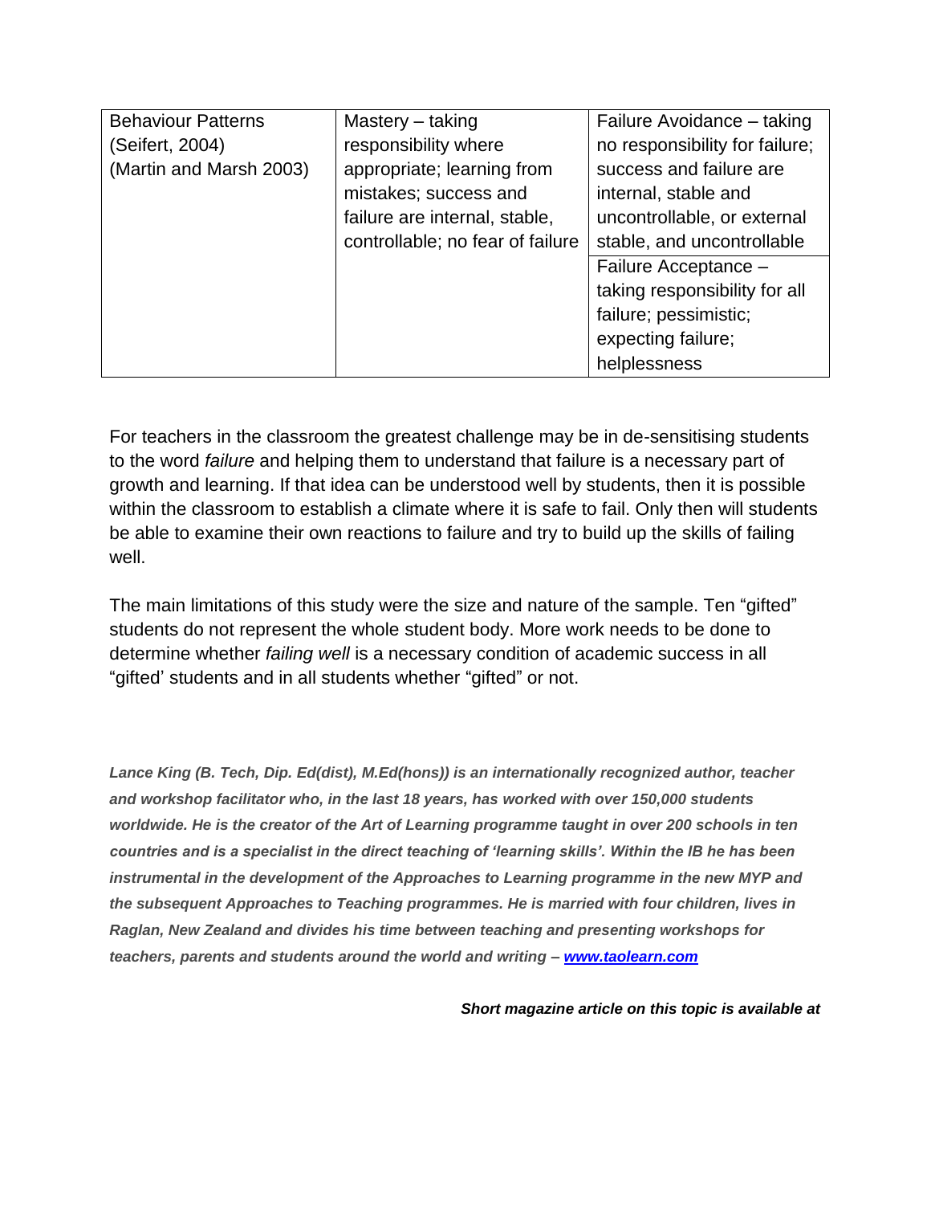| Behaviour Patterns (Seifert, 2004) (Martin and Marsh 2003) | Mastery – taking responsibility where appropriate; learning from mistakes; success and failure are internal, stable, controllable; no fear of failure | Failure Avoidance – taking no responsibility for failure; success and failure are internal, stable and uncontrollable, or external stable, and uncontrollable |
|---|---|---|
| | | Failure Acceptance – taking responsibility for all failure; pessimistic; expecting failure; helplessness |

For teachers in the classroom the greatest challenge may be in de-sensitising students to the word *failure* and helping them to understand that failure is a necessary part of growth and learning. If that idea can be understood well by students, then it is possible within the classroom to establish a climate where it is safe to fail. Only then will students be able to examine their own reactions to failure and try to build up the skills of failing well.

The main limitations of this study were the size and nature of the sample. Ten "gifted" students do not represent the whole student body. More work needs to be done to determine whether *failing well* is a necessary condition of academic success in all "gifted' students and in all students whether "gifted" or not.

***Lance King (B. Tech, Dip. Ed(dist), M.Ed(hons)) is an internationally recognized author, teacher and workshop facilitator who, in the last 18 years, has worked with over 150,000 students worldwide. He is the creator of the Art of Learning programme taught in over 200 schools in ten countries and is a specialist in the direct teaching of 'learning skills'. Within the IB he has been instrumental in the development of the Approaches to Learning programme in the new MYP and the subsequent Approaches to Teaching programmes. He is married with four children, lives in Raglan, New Zealand and divides his time between teaching and presenting workshops for teachers, parents and students around the world and writing – [www.taolearn.com](http://www.taolearn.com)***

***Short magazine article on this topic is available at***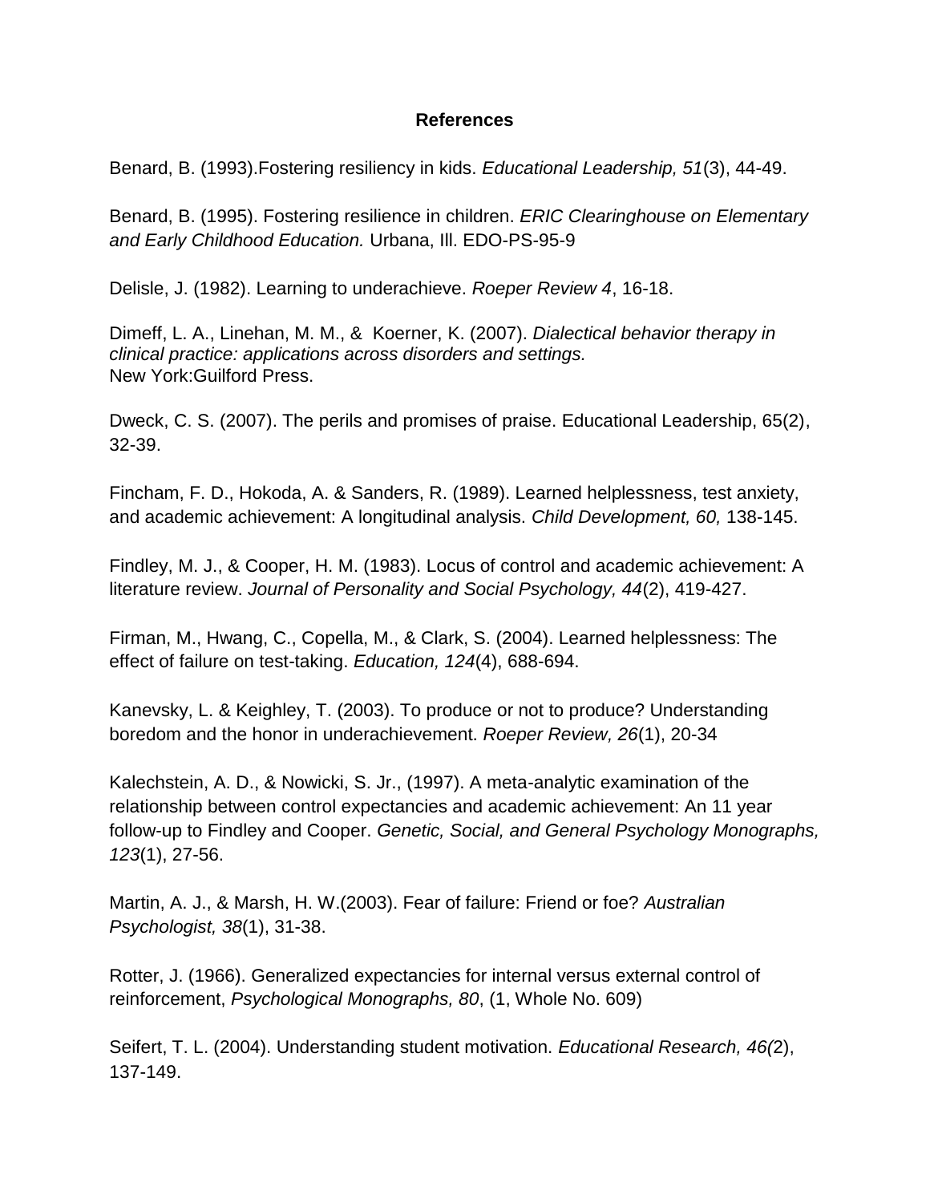# References

Benard, B. (1993).Fostering resiliency in kids. *Educational Leadership, 51*(3), 44-49.

Benard, B. (1995). Fostering resilience in children. *ERIC Clearinghouse on Elementary and Early Childhood Education.* Urbana, Ill. EDO-PS-95-9

Delisle, J. (1982). Learning to underachieve. *Roeper Review 4*, 16-18.

Dimeff, L. A., Linehan, M. M., & Koerner, K. (2007). *Dialectical behavior therapy in clinical practice: applications across disorders and settings.*
New York:Guilford Press.

Dweck, C. S. (2007). The perils and promises of praise. Educational Leadership, 65(2), 32-39.

Fincham, F. D., Hokoda, A. & Sanders, R. (1989). Learned helplessness, test anxiety, and academic achievement: A longitudinal analysis. *Child Development, 60,* 138-145.

Findley, M. J., & Cooper, H. M. (1983). Locus of control and academic achievement: A literature review. *Journal of Personality and Social Psychology, 44*(2), 419-427.

Firman, M., Hwang, C., Copella, M., & Clark, S. (2004). Learned helplessness: The effect of failure on test-taking. *Education, 124*(4), 688-694.

Kanevsky, L. & Keighley, T. (2003). To produce or not to produce? Understanding boredom and the honor in underachievement. *Roeper Review, 26*(1), 20-34

Kalechstein, A. D., & Nowicki, S. Jr., (1997). A meta-analytic examination of the relationship between control expectancies and academic achievement: An 11 year follow-up to Findley and Cooper. *Genetic, Social, and General Psychology Monographs, 123*(1), 27-56.

Martin, A. J., & Marsh, H. W.(2003). Fear of failure: Friend or foe? *Australian Psychologist, 38*(1), 31-38.

Rotter, J. (1966). Generalized expectancies for internal versus external control of reinforcement, *Psychological Monographs, 80*, (1, Whole No. 609)

Seifert, T. L. (2004). Understanding student motivation. *Educational Research, 46(*2), 137-149.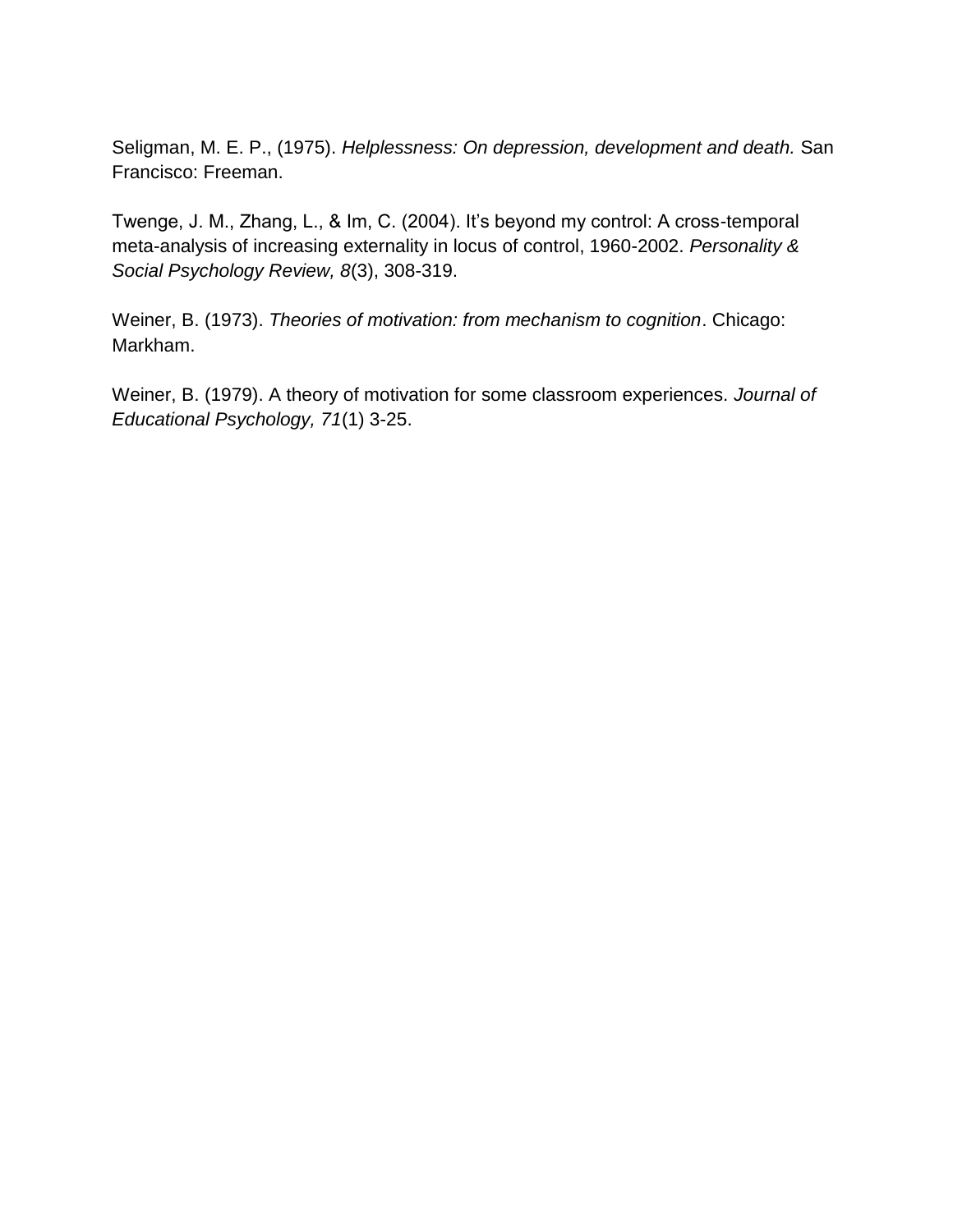Seligman, M. E. P., (1975). *Helplessness: On depression, development and death.* San Francisco: Freeman.

Twenge, J. M., Zhang, L., & Im, C. (2004). It's beyond my control: A cross-temporal meta-analysis of increasing externality in locus of control, 1960-2002. *Personality & Social Psychology Review, 8*(3), 308-319.

Weiner, B. (1973). *Theories of motivation: from mechanism to cognition*. Chicago: Markham.

Weiner, B. (1979). A theory of motivation for some classroom experiences. *Journal of Educational Psychology, 71*(1) 3-25.